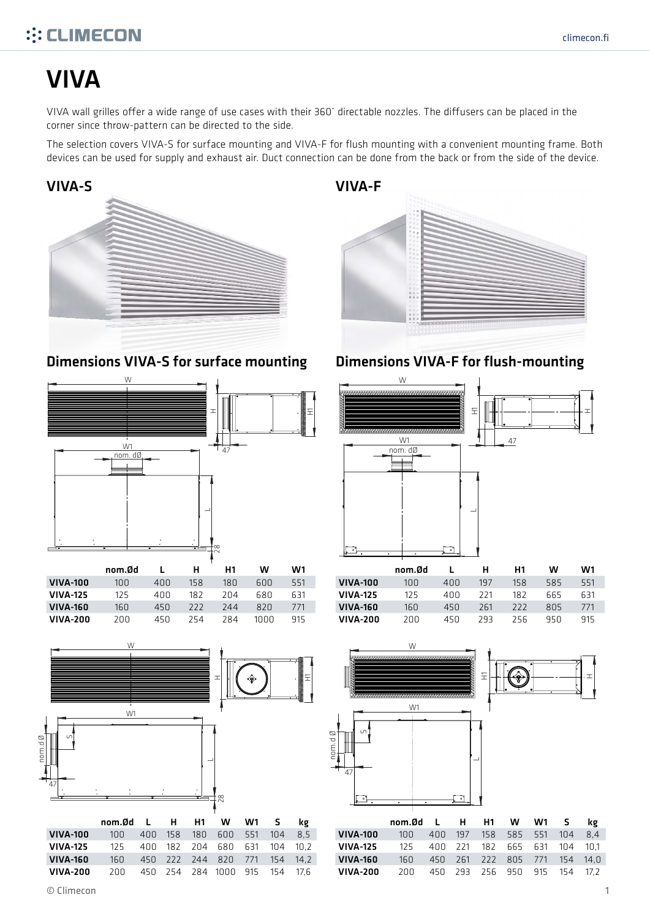# VIVA

VIVA wall grilles offer a wide range of use cases with their 360˚ directable nozzles. The diffusers can be placed in the corner since throw-pattern can be directed to the side.

The selection covers VIVA-S for surface mounting and VIVA-F for flush mounting with a convenient mounting frame. Both devices can be used for supply and exhaust air. Duct connection can be done from the back or from the side of the device.

## VIVA-S

## VIVA-F

## Dimensions VIVA-S for surface mounting

| | nom.Ød | L | H | H1 | W | W1 |
|---|---|---|---|---|---|---|
| **VIVA-100** | 100 | 400 | 158 | 180 | 600 | 551 |
| **VIVA-125** | 125 | 400 | 182 | 204 | 680 | 631 |
| **VIVA-160** | 160 | 450 | 222 | 244 | 820 | 771 |
| **VIVA-200** | 200 | 450 | 254 | 284 | 1000 | 915 |

| | nom.Ød | L | H | H1 | W | W1 | S | kg |
|---|---|---|---|---|---|---|---|---|
| **VIVA-100** | 100 | 400 | 158 | 180 | 600 | 551 | 104 | 8,5 |
| **VIVA-125** | 125 | 400 | 182 | 204 | 680 | 631 | 104 | 10,2 |
| **VIVA-160** | 160 | 450 | 222 | 244 | 820 | 771 | 154 | 14,2 |
| **VIVA-200** | 200 | 450 | 254 | 284 | 1000 | 915 | 154 | 17,6 |

## Dimensions VIVA-F for flush-mounting

| | nom.Ød | L | H | H1 | W | W1 |
|---|---|---|---|---|---|---|
| **VIVA-100** | 100 | 400 | 197 | 158 | 585 | 551 |
| **VIVA-125** | 125 | 400 | 221 | 182 | 665 | 631 |
| **VIVA-160** | 160 | 450 | 261 | 222 | 805 | 771 |
| **VIVA-200** | 200 | 450 | 293 | 256 | 950 | 915 |

| | nom.Ød | L | H | H1 | W | W1 | S | kg |
|---|---|---|---|---|---|---|---|---|
| **VIVA-100** | 100 | 400 | 197 | 158 | 585 | 551 | 104 | 8,4 |
| **VIVA-125** | 125 | 400 | 221 | 182 | 665 | 631 | 104 | 10,1 |
| **VIVA-160** | 160 | 450 | 261 | 222 | 805 | 771 | 154 | 14,0 |
| **VIVA-200** | 200 | 450 | 293 | 256 | 950 | 915 | 154 | 17,2 |

© Climecon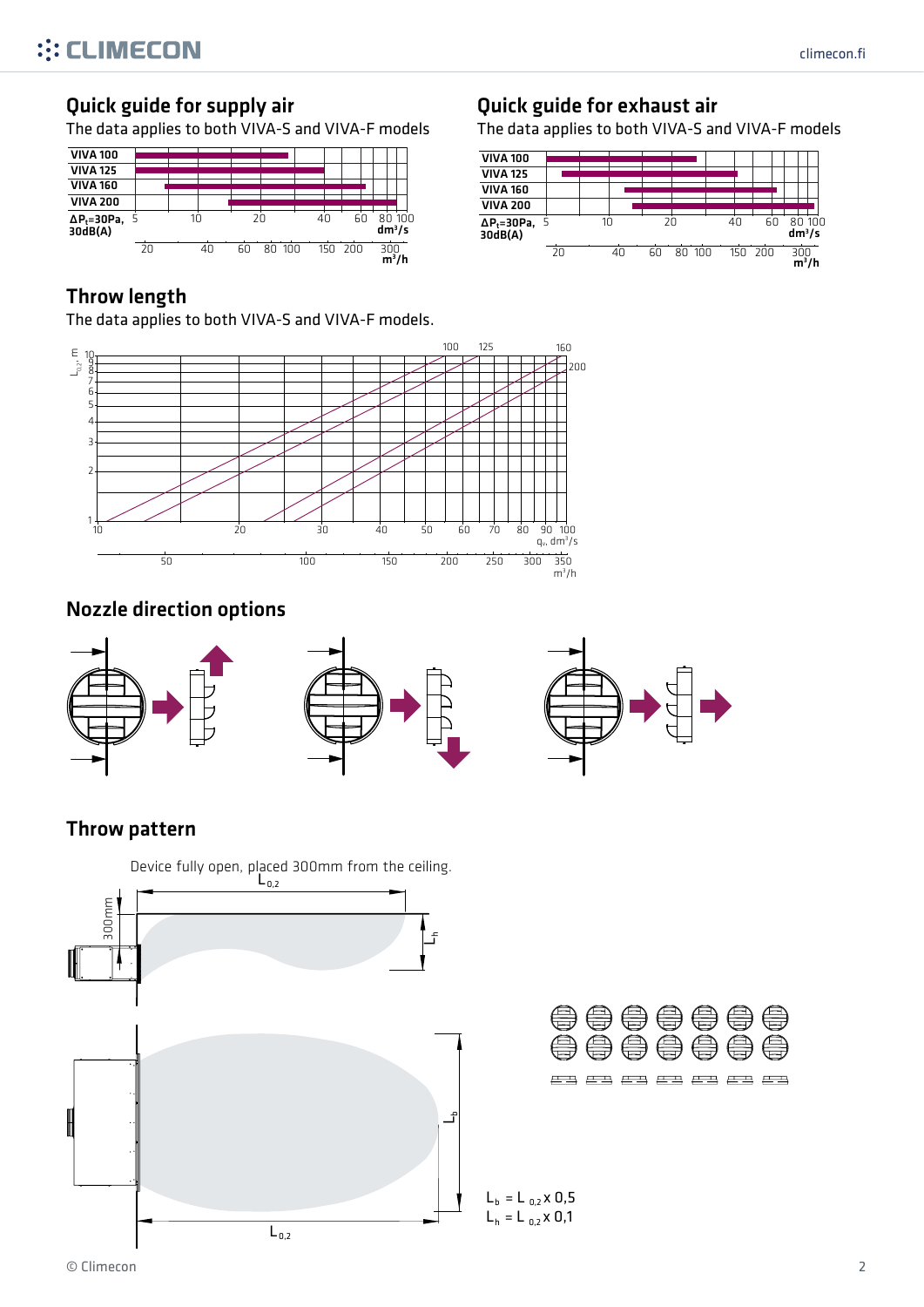## Quick guide for supply air

The data applies to both VIVA-S and VIVA-F models

VIVA 100
VIVA 125
VIVA 160
VIVA 200
$\Delta P_t$=30Pa, 30dB(A)

## Quick guide for exhaust air

The data applies to both VIVA-S and VIVA-F models

VIVA 100
VIVA 125
VIVA 160
VIVA 200
$\Delta P_t$=30Pa, 30dB(A)

## Throw length

The data applies to both VIVA-S and VIVA-F models.

## Nozzle direction options

## Throw pattern

Device fully open, placed 300mm from the ceiling.

$L_b = L_{0,2} \times 0{,}5$

$L_h = L_{0,2} \times 0{,}1$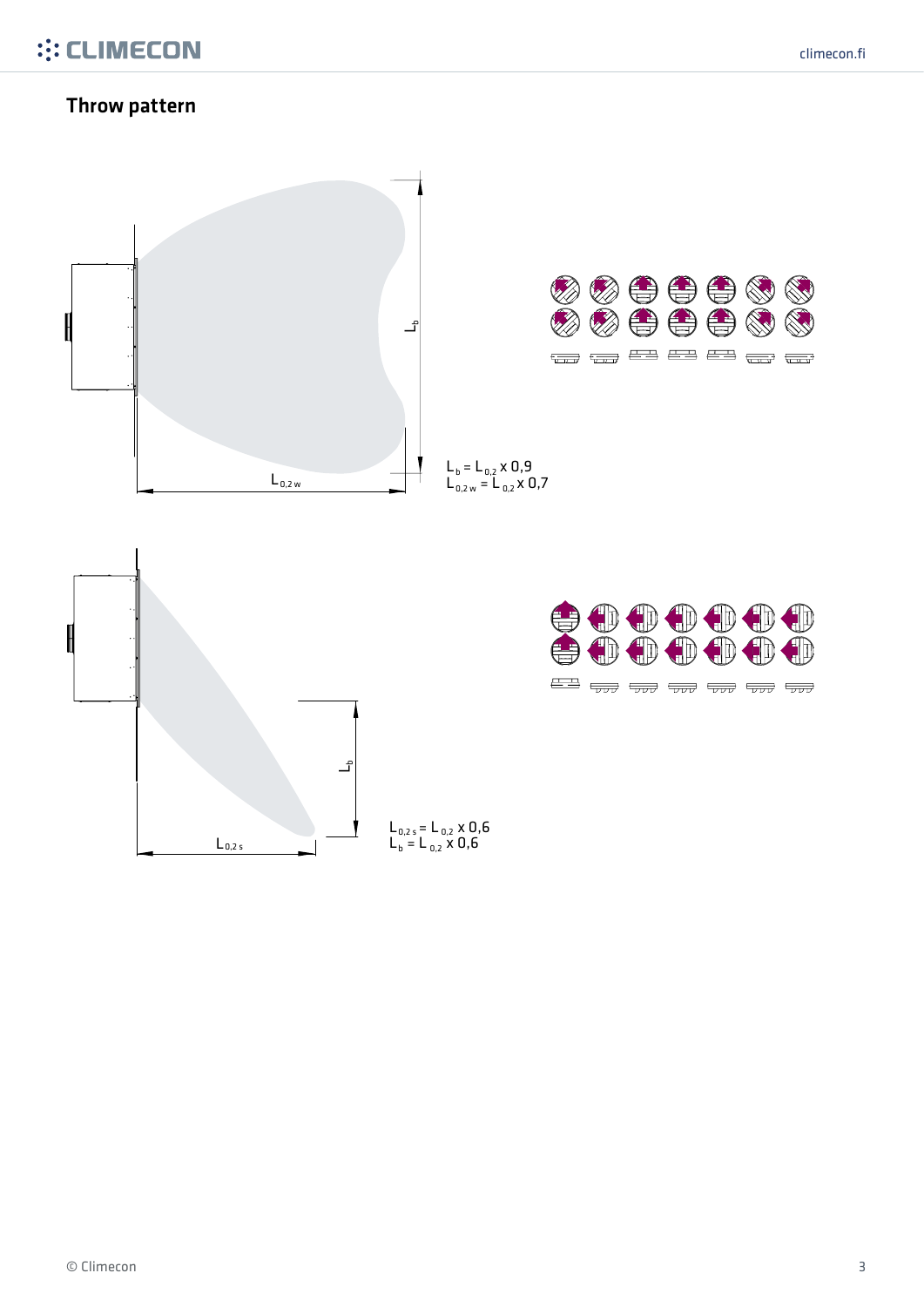## Throw pattern

$L_b$

$L_{0,2\,w}$

$L_b = L_{0,2} \times 0{,}9$
$L_{0,2\,w} = L_{0,2} \times 0{,}7$

$L_b$

$L_{0,2\,s}$

$L_{0,2\,s} = L_{0,2} \times 0{,}6$
$L_b = L_{0,2} \times 0{,}6$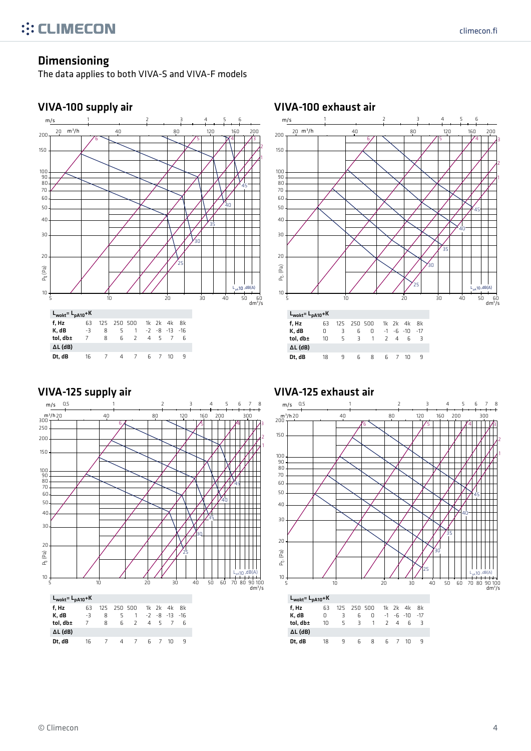## Dimensioning

The data applies to both VIVA-S and VIVA-F models

### VIVA-100 supply air

$L_{wokt} = L_{pA10} + K$

| f, Hz | 63 | 125 | 250 | 500 | 1k | 2k | 4k | 8k |
|---|---|---|---|---|---|---|---|---|
| K, dB | -3 | 8 | 5 | 1 | -2 | -8 | -13 | -16 |
| tol, db± | 7 | 8 | 6 | 2 | 4 | 5 | 7 | 6 |
| ΔL (dB) | | | | | | | | |
| Dt, dB | 16 | 7 | 4 | 7 | 6 | 7 | 10 | 9 |

### VIVA-100 exhaust air

$L_{wokt} = L_{pA10} + K$

| f, Hz | 63 | 125 | 250 | 500 | 1k | 2k | 4k | 8k |
|---|---|---|---|---|---|---|---|---|
| K, dB | 0 | 3 | 6 | 0 | -1 | -6 | -10 | -17 |
| tol, db± | 10 | 5 | 3 | 1 | 2 | 4 | 6 | 3 |
| ΔL (dB) | | | | | | | | |
| Dt, dB | 18 | 9 | 6 | 8 | 6 | 7 | 10 | 9 |

### VIVA-125 supply air

$L_{wokt} = L_{pA10} + K$

| f, Hz | 63 | 125 | 250 | 500 | 1k | 2k | 4k | 8k |
|---|---|---|---|---|---|---|---|---|
| K, dB | -3 | 8 | 5 | 1 | -2 | -8 | -13 | -16 |
| tol, db± | 7 | 8 | 6 | 2 | 4 | 5 | 7 | 6 |
| ΔL (dB) | | | | | | | | |
| Dt, dB | 16 | 7 | 4 | 7 | 6 | 7 | 10 | 9 |

### VIVA-125 exhaust air

$L_{wokt} = L_{pA10} + K$

| f, Hz | 63 | 125 | 250 | 500 | 1k | 2k | 4k | 8k |
|---|---|---|---|---|---|---|---|---|
| K, dB | 0 | 3 | 6 | 0 | -1 | -6 | -10 | -17 |
| tol, db± | 10 | 5 | 3 | 1 | 2 | 4 | 6 | 3 |
| ΔL (dB) | | | | | | | | |
| Dt, dB | 18 | 9 | 6 | 8 | 6 | 7 | 10 | 9 |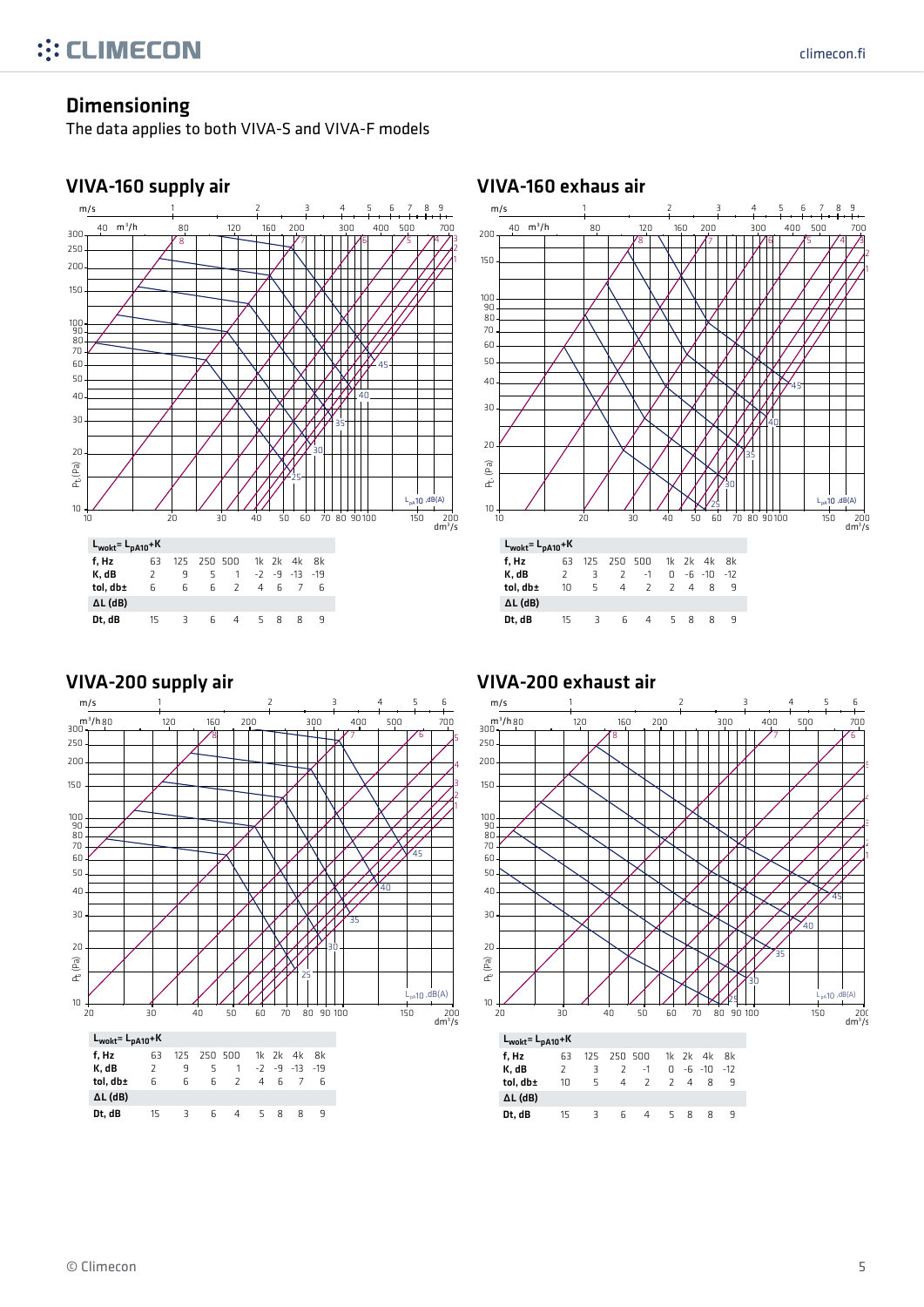## Dimensioning

The data applies to both VIVA-S and VIVA-F models

### VIVA-160 supply air

m/s 1 2 3 4 5 6 7 8 9

$m^3/h$ 40 80 120 160 200 300 400 500 700

Pt (Pa) 10 20 30 40 50 60 70 80 90 100 150 200 250 300

dm³/s 10 20 30 40 50 60 70 80 90 100 150 200

$L_{pA10}$ dB(A) 25 30 35 40 45

1 2 3 4 5 6 7 8

| $L_{wokt} = L_{pA10}+K$ | | | | | | | | |
|---|---|---|---|---|---|---|---|---|
| **f, Hz** | 63 | 125 | 250 | 500 | 1k | 2k | 4k | 8k |
| **K, dB** | 2 | 9 | 5 | 1 | -2 | -9 | -13 | -19 |
| **tol, db±** | 6 | 6 | 6 | 2 | 4 | 6 | 7 | 6 |
| **ΔL (dB)** | | | | | | | | |
| **Dt, dB** | 15 | 3 | 6 | 4 | 5 | 8 | 8 | 9 |

### VIVA-160 exhaus air

m/s 1 2 3 4 5 6 7 8 9

$m^3/h$ 40 80 120 160 200 300 400 500 700

Pt (Pa) 10 20 30 40 50 60 70 80 90 100 150 200

dm³/s 10 20 30 40 50 60 70 80 90 100 150 200

$L_{pA10}$ dB(A) 25 30 35 40 45

1 2 3 4 5 6 7 8

| $L_{wokt} = L_{pA10}+K$ | | | | | | | | |
|---|---|---|---|---|---|---|---|---|
| **f, Hz** | 63 | 125 | 250 | 500 | 1k | 2k | 4k | 8k |
| **K, dB** | 2 | 3 | 2 | -1 | 0 | -6 | -10 | -12 |
| **tol, db±** | 10 | 5 | 4 | 2 | 2 | 4 | 8 | 9 |
| **ΔL (dB)** | | | | | | | | |
| **Dt, dB** | 15 | 3 | 6 | 4 | 5 | 8 | 8 | 9 |

### VIVA-200 supply air

m/s 1 2 3 4 5 6

$m^3/h$ 80 120 160 200 300 400 500 700

Pt (Pa) 10 20 30 40 50 60 70 80 90 100 150 200 250 300

dm³/s 20 30 40 50 60 70 80 90 100 150 200

$L_{pA10}$ dB(A) 25 30 35 40 45

1 2 3 4 5 6 7 8

| $L_{wokt} = L_{pA10}+K$ | | | | | | | | |
|---|---|---|---|---|---|---|---|---|
| **f, Hz** | 63 | 125 | 250 | 500 | 1k | 2k | 4k | 8k |
| **K, dB** | 2 | 9 | 5 | 1 | -2 | -9 | -13 | -19 |
| **tol, db±** | 6 | 6 | 6 | 2 | 4 | 6 | 7 | 6 |
| **ΔL (dB)** | | | | | | | | |
| **Dt, dB** | 15 | 3 | 6 | 4 | 5 | 8 | 8 | 9 |

### VIVA-200 exhaust air

m/s 1 2 3 4 5 6

$m^3/h$ 80 120 160 200 300 400 500 700

Pt (Pa) 10 20 30 40 50 60 70 80 90 100 150 200 250 300

dm³/s 20 30 40 50 60 70 80 90 100 150 200

$L_{pA10}$ dB(A) 25 30 35 40 45

1 2 3 4 5 6 7 8

| $L_{wokt} = L_{pA10}+K$ | | | | | | | | |
|---|---|---|---|---|---|---|---|---|
| **f, Hz** | 63 | 125 | 250 | 500 | 1k | 2k | 4k | 8k |
| **K, dB** | 2 | 3 | 2 | -1 | 0 | -6 | -10 | -12 |
| **tol, db±** | 10 | 5 | 4 | 2 | 2 | 4 | 8 | 9 |
| **ΔL (dB)** | | | | | | | | |
| **Dt, dB** | 15 | 3 | 6 | 4 | 5 | 8 | 8 | 9 |

© Climecon